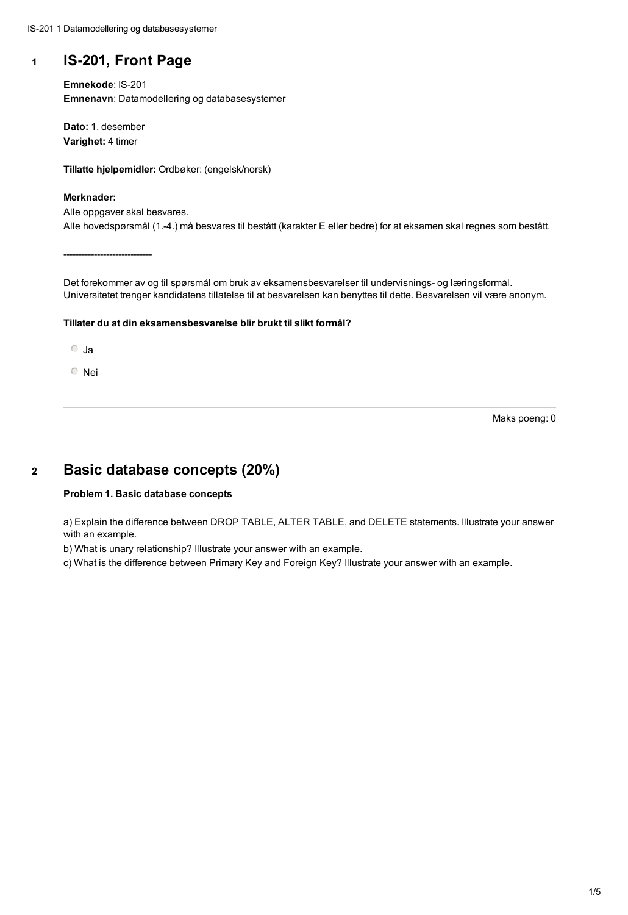## 1 IS-201, Front Page

**Emnekode**: IS-201
**Emnenavn**: Datamodellering og databasesystemer

**Dato:** 1. desember
**Varighet:** 4 timer

**Tillatte hjelpemidler:** Ordbøker: (engelsk/norsk)

**Merknader:**
Alle oppgaver skal besvares.
Alle hovedspørsmål (1.-4.) må besvares til bestått (karakter E eller bedre) for at eksamen skal regnes som bestått.

-----------------------------

Det forekommer av og til spørsmål om bruk av eksamensbesvarelser til undervisnings- og læringsformål. Universitetet trenger kandidatens tillatelse til at besvarelsen kan benyttes til dette. Besvarelsen vil være anonym.

**Tillater du at din eksamensbesvarelse blir brukt til slikt formål?**

- Ja
- Nei

Maks poeng: 0

## 2 Basic database concepts (20%)

**Problem 1. Basic database concepts**

a) Explain the difference between DROP TABLE, ALTER TABLE, and DELETE statements. Illustrate your answer with an example.
b) What is unary relationship? Illustrate your answer with an example.
c) What is the difference between Primary Key and Foreign Key? Illustrate your answer with an example.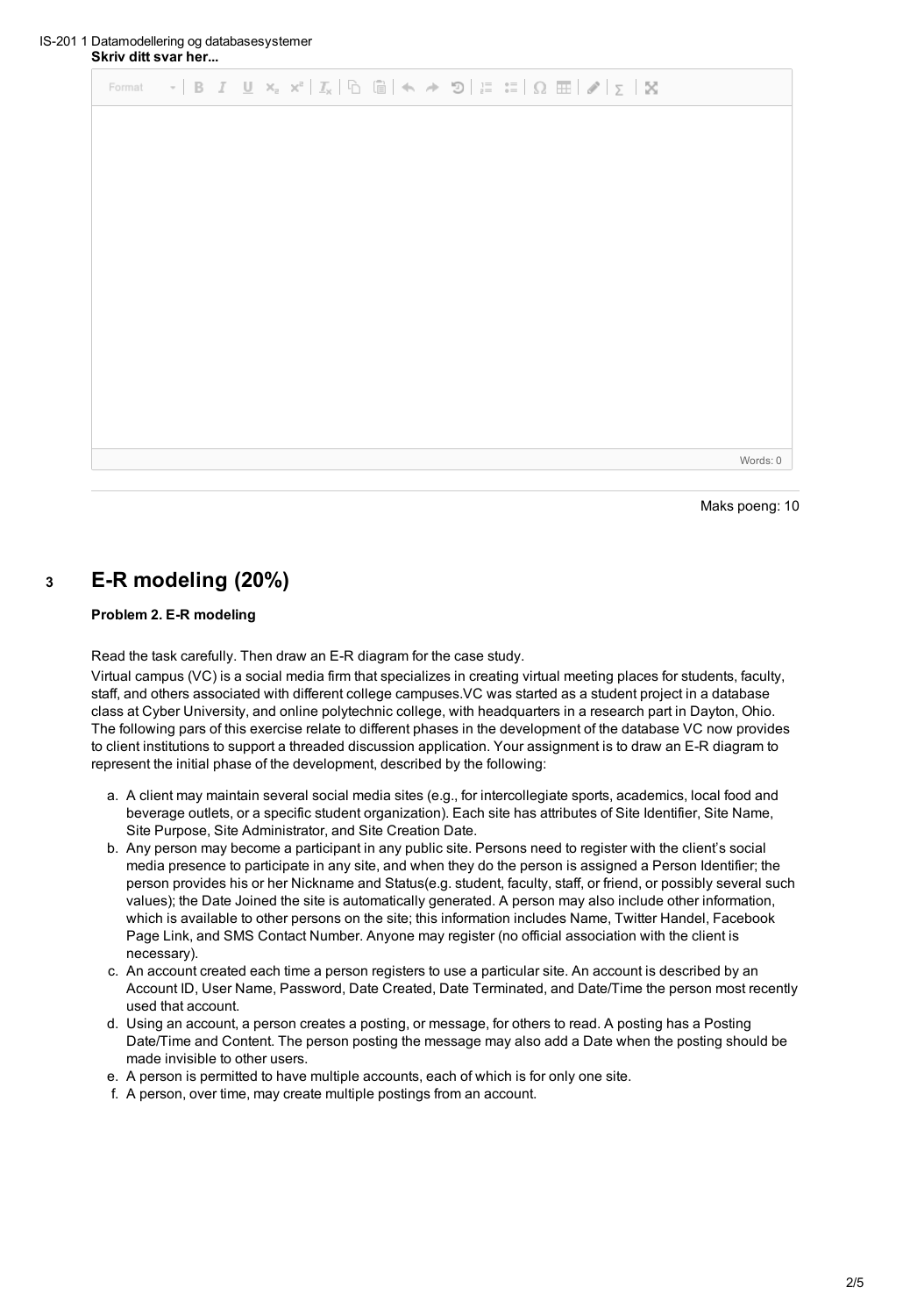**Skriv ditt svar her...**

Words: 0

Maks poeng: 10

## 3 E-R modeling (20%)

**Problem 2. E-R modeling**

Read the task carefully. Then draw an E-R diagram for the case study.

Virtual campus (VC) is a social media firm that specializes in creating virtual meeting places for students, faculty, staff, and others associated with different college campuses.VC was started as a student project in a database class at Cyber University, and online polytechnic college, with headquarters in a research part in Dayton, Ohio. The following pars of this exercise relate to different phases in the development of the database VC now provides to client institutions to support a threaded discussion application. Your assignment is to draw an E-R diagram to represent the initial phase of the development, described by the following:

a. A client may maintain several social media sites (e.g., for intercollegiate sports, academics, local food and beverage outlets, or a specific student organization). Each site has attributes of Site Identifier, Site Name, Site Purpose, Site Administrator, and Site Creation Date.
b. Any person may become a participant in any public site. Persons need to register with the client's social media presence to participate in any site, and when they do the person is assigned a Person Identifier; the person provides his or her Nickname and Status(e.g. student, faculty, staff, or friend, or possibly several such values); the Date Joined the site is automatically generated. A person may also include other information, which is available to other persons on the site; this information includes Name, Twitter Handel, Facebook Page Link, and SMS Contact Number. Anyone may register (no official association with the client is necessary).
c. An account created each time a person registers to use a particular site. An account is described by an Account ID, User Name, Password, Date Created, Date Terminated, and Date/Time the person most recently used that account.
d. Using an account, a person creates a posting, or message, for others to read. A posting has a Posting Date/Time and Content. The person posting the message may also add a Date when the posting should be made invisible to other users.
e. A person is permitted to have multiple accounts, each of which is for only one site.
f. A person, over time, may create multiple postings from an account.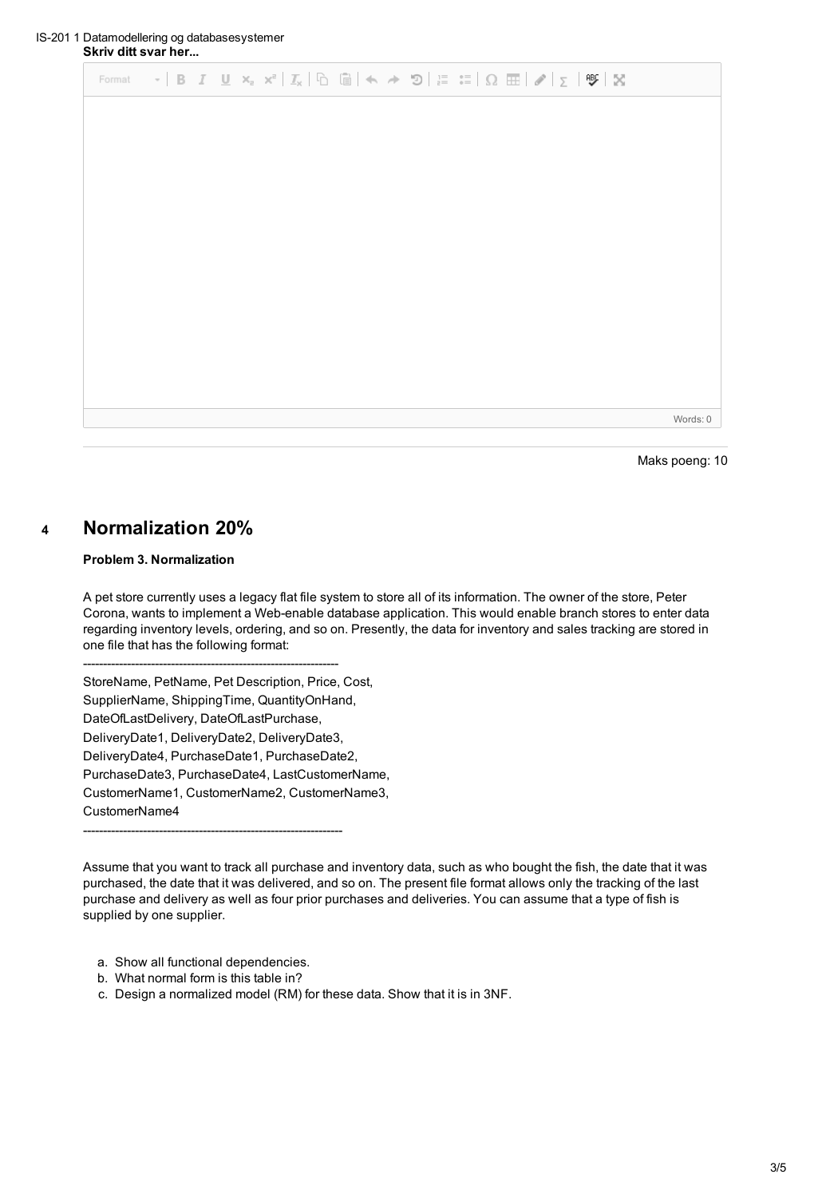**Skriv ditt svar her...**

Maks poeng: 10

## 4 Normalization 20%

**Problem 3. Normalization**

A pet store currently uses a legacy flat file system to store all of its information. The owner of the store, Peter Corona, wants to implement a Web-enable database application. This would enable branch stores to enter data regarding inventory levels, ordering, and so on. Presently, the data for inventory and sales tracking are stored in one file that has the following format:

-----------------------------------------------------------------

StoreName, PetName, Pet Description, Price, Cost,
SupplierName, ShippingTime, QuantityOnHand,
DateOfLastDelivery, DateOfLastPurchase,
DeliveryDate1, DeliveryDate2, DeliveryDate3,
DeliveryDate4, PurchaseDate1, PurchaseDate2,
PurchaseDate3, PurchaseDate4, LastCustomerName,
CustomerName1, CustomerName2, CustomerName3,
CustomerName4

-----------------------------------------------------------------

Assume that you want to track all purchase and inventory data, such as who bought the fish, the date that it was purchased, the date that it was delivered, and so on. The present file format allows only the tracking of the last purchase and delivery as well as four prior purchases and deliveries. You can assume that a type of fish is supplied by one supplier.

a. Show all functional dependencies.
b. What normal form is this table in?
c. Design a normalized model (RM) for these data. Show that it is in 3NF.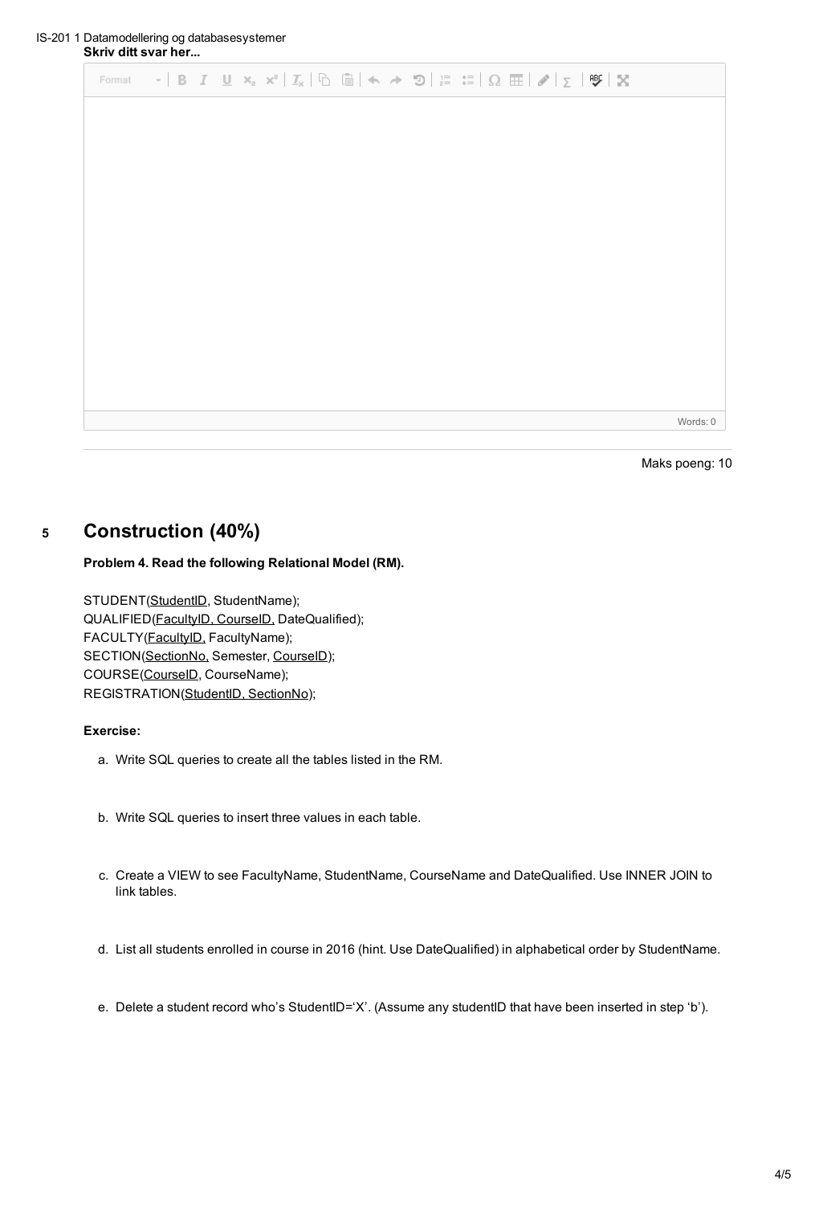**Skriv ditt svar her...**

Words: 0

Maks poeng: 10

## 5 Construction (40%)

**Problem 4. Read the following Relational Model (RM).**

STUDENT(<u>StudentID</u>, StudentName);
QUALIFIED(<u>FacultyID, CourseID,</u> DateQualified);
FACULTY(<u>FacultyID,</u> FacultyName);
SECTION(<u>SectionNo,</u> Semester, <u>CourseID</u>);
COURSE(<u>CourseID</u>, CourseName);
REGISTRATION(<u>StudentID, SectionNo</u>);

**Exercise:**

a. Write SQL queries to create all the tables listed in the RM.

b. Write SQL queries to insert three values in each table.

c. Create a VIEW to see FacultyName, StudentName, CourseName and DateQualified. Use INNER JOIN to link tables.

d. List all students enrolled in course in 2016 (hint. Use DateQualified) in alphabetical order by StudentName.

e. Delete a student record who's StudentID='X'. (Assume any studentID that have been inserted in step 'b').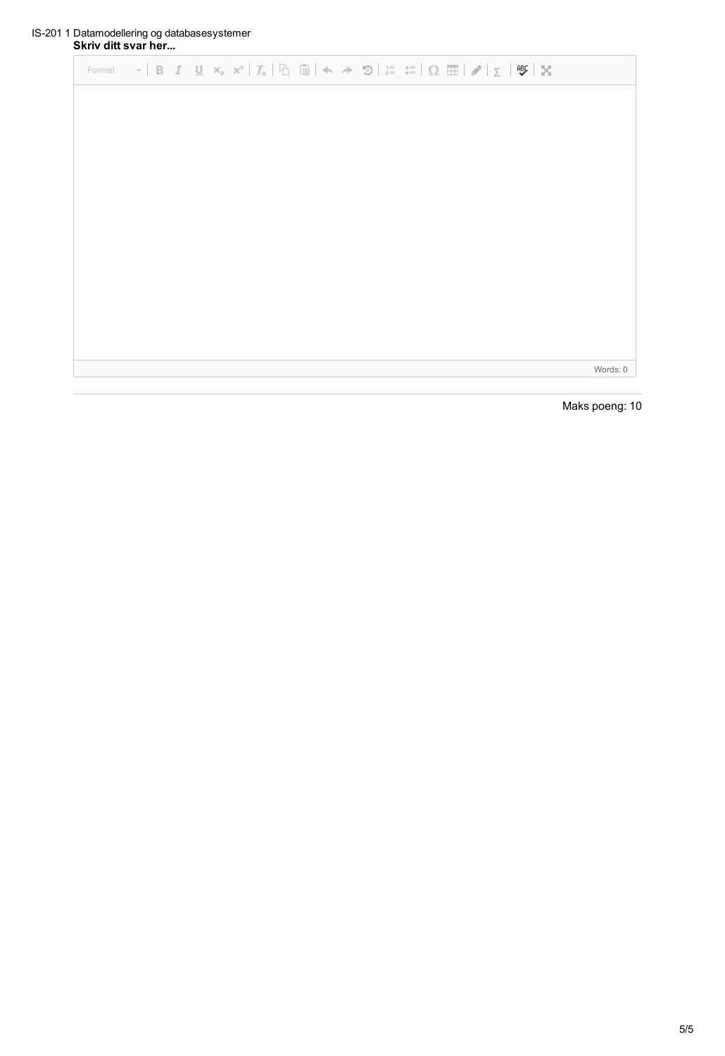**Skriv ditt svar her...**

Words: 0

Maks poeng: 10